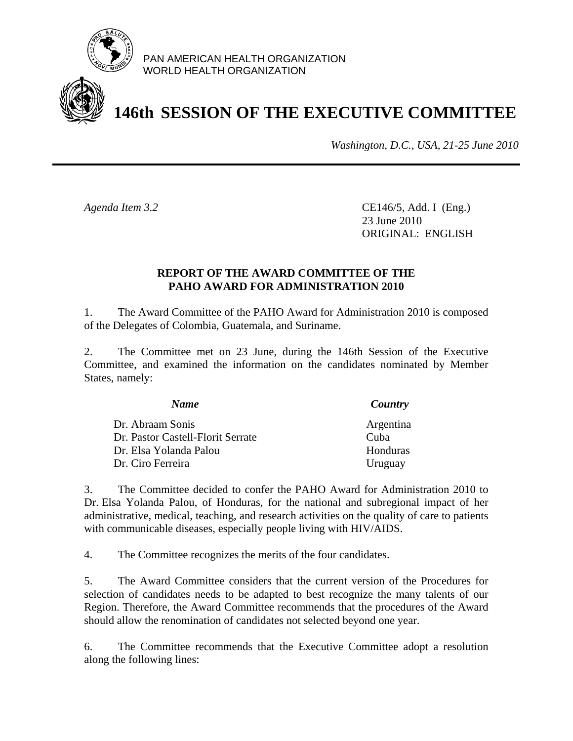PAN AMERICAN HEALTH ORGANIZATION
WORLD HEALTH ORGANIZATION

# 146th SESSION OF THE EXECUTIVE COMMITTEE

*Washington, D.C., USA, 21-25 June 2010*

---

*Agenda Item 3.2*

CE146/5, Add. I (Eng.)
23 June 2010
ORIGINAL: ENGLISH

## REPORT OF THE AWARD COMMITTEE OF THE PAHO AWARD FOR ADMINISTRATION 2010

1. The Award Committee of the PAHO Award for Administration 2010 is composed of the Delegates of Colombia, Guatemala, and Suriname.

2. The Committee met on 23 June, during the 146th Session of the Executive Committee, and examined the information on the candidates nominated by Member States, namely:

| ***Name*** | ***Country*** |
|---|---|
| Dr. Abraam Sonis | Argentina |
| Dr. Pastor Castell-Florit Serrate | Cuba |
| Dr. Elsa Yolanda Palou | Honduras |
| Dr. Ciro Ferreira | Uruguay |

3. The Committee decided to confer the PAHO Award for Administration 2010 to Dr. Elsa Yolanda Palou, of Honduras, for the national and subregional impact of her administrative, medical, teaching, and research activities on the quality of care to patients with communicable diseases, especially people living with HIV/AIDS.

4. The Committee recognizes the merits of the four candidates.

5. The Award Committee considers that the current version of the Procedures for selection of candidates needs to be adapted to best recognize the many talents of our Region. Therefore, the Award Committee recommends that the procedures of the Award should allow the renomination of candidates not selected beyond one year.

6. The Committee recommends that the Executive Committee adopt a resolution along the following lines: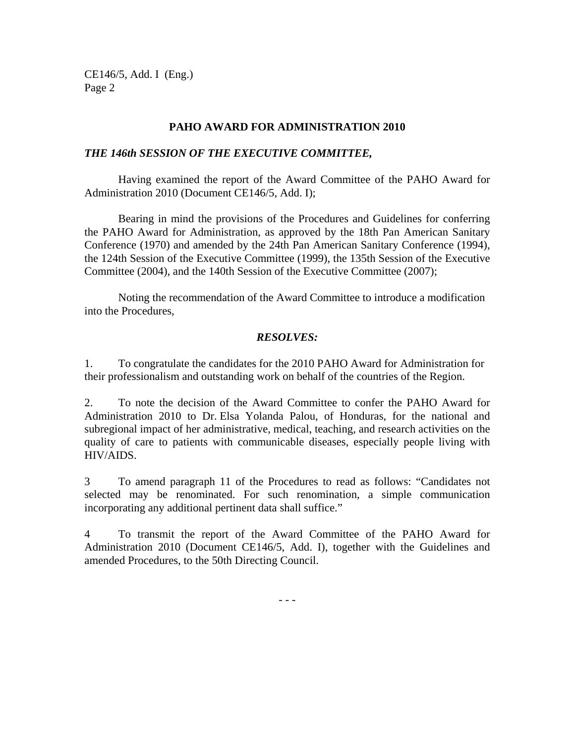## PAHO AWARD FOR ADMINISTRATION 2010

***THE 146th SESSION OF THE EXECUTIVE COMMITTEE,***

Having examined the report of the Award Committee of the PAHO Award for Administration 2010 (Document CE146/5, Add. I);

Bearing in mind the provisions of the Procedures and Guidelines for conferring the PAHO Award for Administration, as approved by the 18th Pan American Sanitary Conference (1970) and amended by the 24th Pan American Sanitary Conference (1994), the 124th Session of the Executive Committee (1999), the 135th Session of the Executive Committee (2004), and the 140th Session of the Executive Committee (2007);

Noting the recommendation of the Award Committee to introduce a modification into the Procedures,

***RESOLVES:***

1. To congratulate the candidates for the 2010 PAHO Award for Administration for their professionalism and outstanding work on behalf of the countries of the Region.

2. To note the decision of the Award Committee to confer the PAHO Award for Administration 2010 to Dr. Elsa Yolanda Palou, of Honduras, for the national and subregional impact of her administrative, medical, teaching, and research activities on the quality of care to patients with communicable diseases, especially people living with HIV/AIDS.

3 To amend paragraph 11 of the Procedures to read as follows: "Candidates not selected may be renominated. For such renomination, a simple communication incorporating any additional pertinent data shall suffice."

4 To transmit the report of the Award Committee of the PAHO Award for Administration 2010 (Document CE146/5, Add. I), together with the Guidelines and amended Procedures, to the 50th Directing Council.

- - -